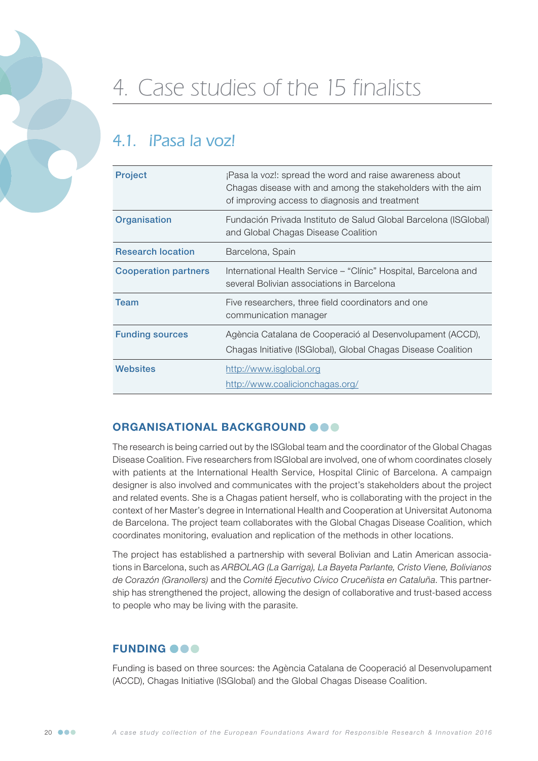# 4. Case studies of the 15 finalists

## 4.1. ¡Pasa la voz!

| | |
|---|---|
| **Project** | ¡Pasa la voz!: spread the word and raise awareness about Chagas disease with and among the stakeholders with the aim of improving access to diagnosis and treatment |
| **Organisation** | Fundación Privada Instituto de Salud Global Barcelona (ISGlobal) and Global Chagas Disease Coalition |
| **Research location** | Barcelona, Spain |
| **Cooperation partners** | International Health Service – "Clínic" Hospital, Barcelona and several Bolivian associations in Barcelona |
| **Team** | Five researchers, three field coordinators and one communication manager |
| **Funding sources** | Agència Catalana de Cooperació al Desenvolupament (ACCD), Chagas Initiative (ISGlobal), Global Chagas Disease Coalition |
| **Websites** | http://www.isglobal.org<br>http://www.coalicionchagas.org/ |

### ORGANISATIONAL BACKGROUND

The research is being carried out by the ISGlobal team and the coordinator of the Global Chagas Disease Coalition. Five researchers from ISGlobal are involved, one of whom coordinates closely with patients at the International Health Service, Hospital Clinic of Barcelona. A campaign designer is also involved and communicates with the project's stakeholders about the project and related events. She is a Chagas patient herself, who is collaborating with the project in the context of her Master's degree in International Health and Cooperation at Universitat Autonoma de Barcelona. The project team collaborates with the Global Chagas Disease Coalition, which coordinates monitoring, evaluation and replication of the methods in other locations.

The project has established a partnership with several Bolivian and Latin American associations in Barcelona, such as *ARBOLAG (La Garriga), La Bayeta Parlante, Cristo Viene, Bolivianos de Corazón (Granollers)* and the *Comité Ejecutivo Cívico Cruceñista en Cataluña*. This partnership has strengthened the project, allowing the design of collaborative and trust-based access to people who may be living with the parasite.

### FUNDING

Funding is based on three sources: the Agència Catalana de Cooperació al Desenvolupament (ACCD), Chagas Initiative (ISGlobal) and the Global Chagas Disease Coalition.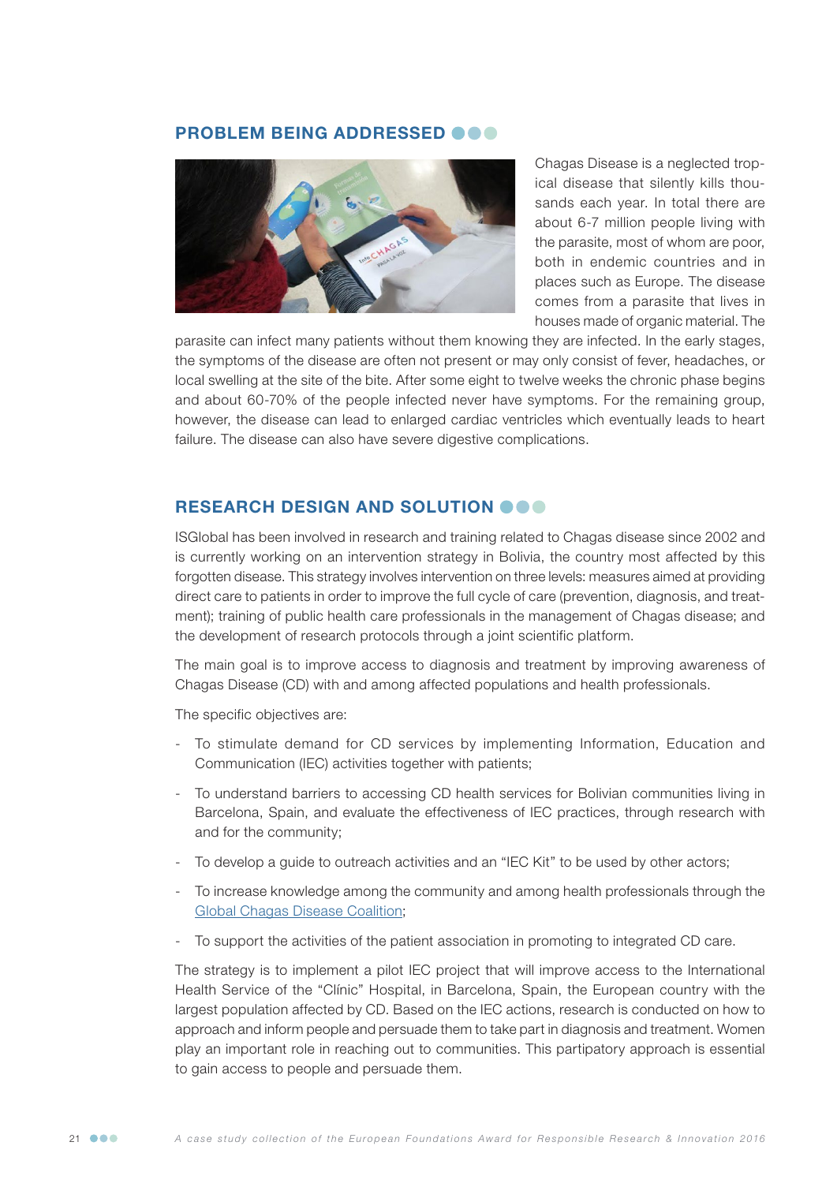## PROBLEM BEING ADDRESSED

Chagas Disease is a neglected tropical disease that silently kills thousands each year. In total there are about 6-7 million people living with the parasite, most of whom are poor, both in endemic countries and in places such as Europe. The disease comes from a parasite that lives in houses made of organic material. The parasite can infect many patients without them knowing they are infected. In the early stages, the symptoms of the disease are often not present or may only consist of fever, headaches, or local swelling at the site of the bite. After some eight to twelve weeks the chronic phase begins and about 60-70% of the people infected never have symptoms. For the remaining group, however, the disease can lead to enlarged cardiac ventricles which eventually leads to heart failure. The disease can also have severe digestive complications.

## RESEARCH DESIGN AND SOLUTION

ISGlobal has been involved in research and training related to Chagas disease since 2002 and is currently working on an intervention strategy in Bolivia, the country most affected by this forgotten disease. This strategy involves intervention on three levels: measures aimed at providing direct care to patients in order to improve the full cycle of care (prevention, diagnosis, and treatment); training of public health care professionals in the management of Chagas disease; and the development of research protocols through a joint scientific platform.

The main goal is to improve access to diagnosis and treatment by improving awareness of Chagas Disease (CD) with and among affected populations and health professionals.

The specific objectives are:

- To stimulate demand for CD services by implementing Information, Education and Communication (IEC) activities together with patients;
- To understand barriers to accessing CD health services for Bolivian communities living in Barcelona, Spain, and evaluate the effectiveness of IEC practices, through research with and for the community;
- To develop a guide to outreach activities and an "IEC Kit" to be used by other actors;
- To increase knowledge among the community and among health professionals through the Global Chagas Disease Coalition;
- To support the activities of the patient association in promoting to integrated CD care.

The strategy is to implement a pilot IEC project that will improve access to the International Health Service of the "Clínic" Hospital, in Barcelona, Spain, the European country with the largest population affected by CD. Based on the IEC actions, research is conducted on how to approach and inform people and persuade them to take part in diagnosis and treatment. Women play an important role in reaching out to communities. This partipatory approach is essential to gain access to people and persuade them.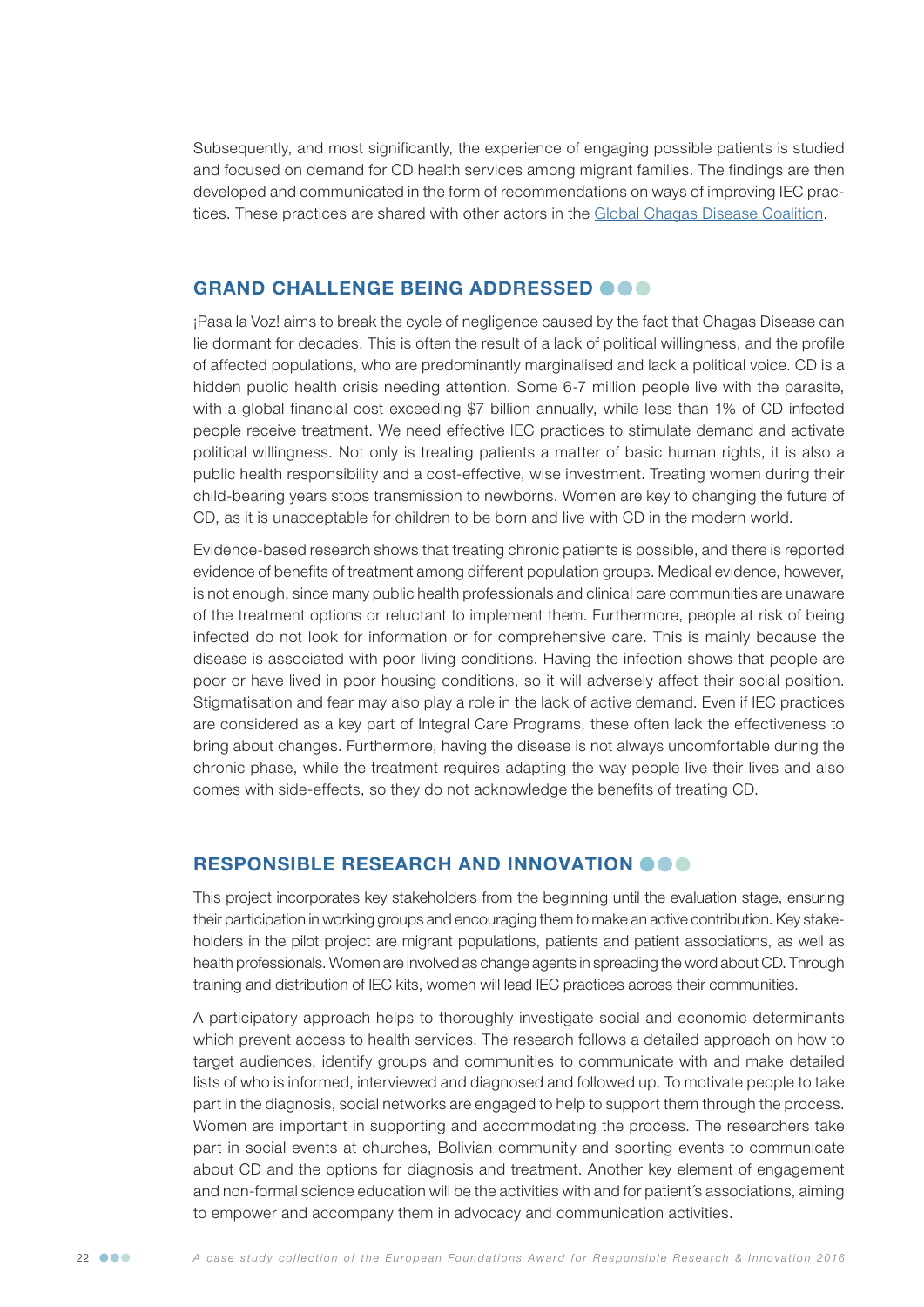Subsequently, and most significantly, the experience of engaging possible patients is studied and focused on demand for CD health services among migrant families. The findings are then developed and communicated in the form of recommendations on ways of improving IEC practices. These practices are shared with other actors in the [Global Chagas Disease Coalition](#).

## GRAND CHALLENGE BEING ADDRESSED

¡Pasa la Voz! aims to break the cycle of negligence caused by the fact that Chagas Disease can lie dormant for decades. This is often the result of a lack of political willingness, and the profile of affected populations, who are predominantly marginalised and lack a political voice. CD is a hidden public health crisis needing attention. Some 6-7 million people live with the parasite, with a global financial cost exceeding $7 billion annually, while less than 1% of CD infected people receive treatment. We need effective IEC practices to stimulate demand and activate political willingness. Not only is treating patients a matter of basic human rights, it is also a public health responsibility and a cost-effective, wise investment. Treating women during their child-bearing years stops transmission to newborns. Women are key to changing the future of CD, as it is unacceptable for children to be born and live with CD in the modern world.

Evidence-based research shows that treating chronic patients is possible, and there is reported evidence of benefits of treatment among different population groups. Medical evidence, however, is not enough, since many public health professionals and clinical care communities are unaware of the treatment options or reluctant to implement them. Furthermore, people at risk of being infected do not look for information or for comprehensive care. This is mainly because the disease is associated with poor living conditions. Having the infection shows that people are poor or have lived in poor housing conditions, so it will adversely affect their social position. Stigmatisation and fear may also play a role in the lack of active demand. Even if IEC practices are considered as a key part of Integral Care Programs, these often lack the effectiveness to bring about changes. Furthermore, having the disease is not always uncomfortable during the chronic phase, while the treatment requires adapting the way people live their lives and also comes with side-effects, so they do not acknowledge the benefits of treating CD.

## RESPONSIBLE RESEARCH AND INNOVATION

This project incorporates key stakeholders from the beginning until the evaluation stage, ensuring their participation in working groups and encouraging them to make an active contribution. Key stakeholders in the pilot project are migrant populations, patients and patient associations, as well as health professionals. Women are involved as change agents in spreading the word about CD. Through training and distribution of IEC kits, women will lead IEC practices across their communities.

A participatory approach helps to thoroughly investigate social and economic determinants which prevent access to health services. The research follows a detailed approach on how to target audiences, identify groups and communities to communicate with and make detailed lists of who is informed, interviewed and diagnosed and followed up. To motivate people to take part in the diagnosis, social networks are engaged to help to support them through the process. Women are important in supporting and accommodating the process. The researchers take part in social events at churches, Bolivian community and sporting events to communicate about CD and the options for diagnosis and treatment. Another key element of engagement and non-formal science education will be the activities with and for patient´s associations, aiming to empower and accompany them in advocacy and communication activities.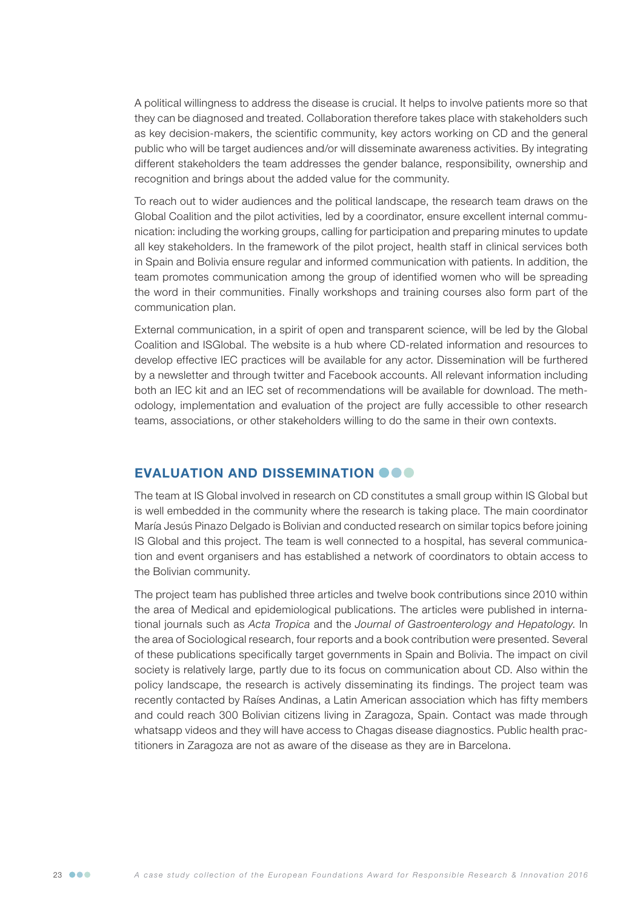A political willingness to address the disease is crucial. It helps to involve patients more so that they can be diagnosed and treated. Collaboration therefore takes place with stakeholders such as key decision-makers, the scientific community, key actors working on CD and the general public who will be target audiences and/or will disseminate awareness activities. By integrating different stakeholders the team addresses the gender balance, responsibility, ownership and recognition and brings about the added value for the community.

To reach out to wider audiences and the political landscape, the research team draws on the Global Coalition and the pilot activities, led by a coordinator, ensure excellent internal communication: including the working groups, calling for participation and preparing minutes to update all key stakeholders. In the framework of the pilot project, health staff in clinical services both in Spain and Bolivia ensure regular and informed communication with patients. In addition, the team promotes communication among the group of identified women who will be spreading the word in their communities. Finally workshops and training courses also form part of the communication plan.

External communication, in a spirit of open and transparent science, will be led by the Global Coalition and ISGlobal. The website is a hub where CD-related information and resources to develop effective IEC practices will be available for any actor. Dissemination will be furthered by a newsletter and through twitter and Facebook accounts. All relevant information including both an IEC kit and an IEC set of recommendations will be available for download. The methodology, implementation and evaluation of the project are fully accessible to other research teams, associations, or other stakeholders willing to do the same in their own contexts.

## EVALUATION AND DISSEMINATION

The team at IS Global involved in research on CD constitutes a small group within IS Global but is well embedded in the community where the research is taking place. The main coordinator María Jesús Pinazo Delgado is Bolivian and conducted research on similar topics before joining IS Global and this project. The team is well connected to a hospital, has several communication and event organisers and has established a network of coordinators to obtain access to the Bolivian community.

The project team has published three articles and twelve book contributions since 2010 within the area of Medical and epidemiological publications. The articles were published in international journals such as *Acta Tropica* and the *Journal of Gastroenterology and Hepatology*. In the area of Sociological research, four reports and a book contribution were presented. Several of these publications specifically target governments in Spain and Bolivia. The impact on civil society is relatively large, partly due to its focus on communication about CD. Also within the policy landscape, the research is actively disseminating its findings. The project team was recently contacted by Raíses Andinas, a Latin American association which has fifty members and could reach 300 Bolivian citizens living in Zaragoza, Spain. Contact was made through whatsapp videos and they will have access to Chagas disease diagnostics. Public health practitioners in Zaragoza are not as aware of the disease as they are in Barcelona.